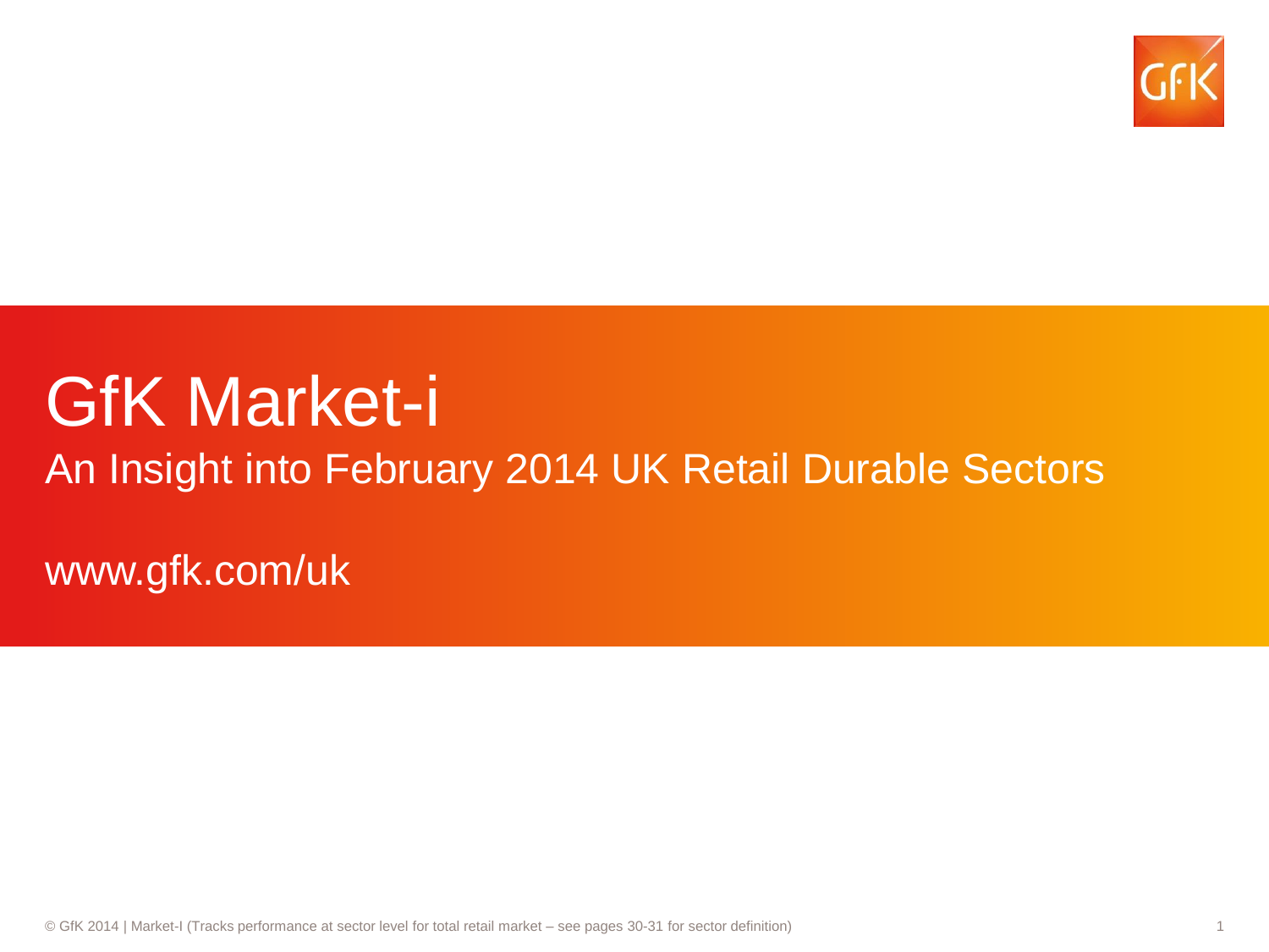# GfK Market-i

## An Insight into February 2014 UK Retail Durable Sectors

www.gfk.com/uk

© GfK 2014 | Market-I (Tracks performance at sector level for total retail market – see pages 30-31 for sector definition)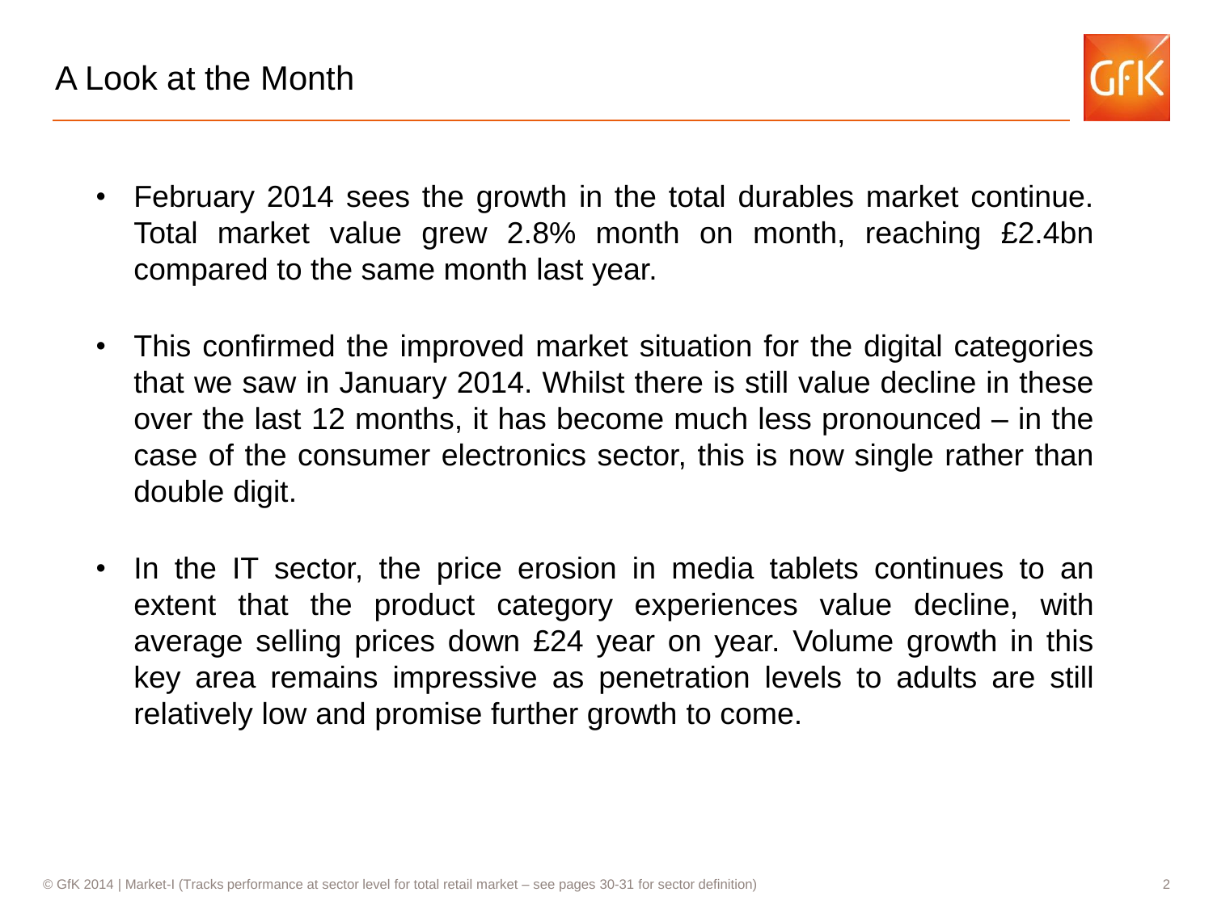# A Look at the Month

- February 2014 sees the growth in the total durables market continue. Total market value grew 2.8% month on month, reaching £2.4bn compared to the same month last year.

- This confirmed the improved market situation for the digital categories that we saw in January 2014. Whilst there is still value decline in these over the last 12 months, it has become much less pronounced – in the case of the consumer electronics sector, this is now single rather than double digit.

- In the IT sector, the price erosion in media tablets continues to an extent that the product category experiences value decline, with average selling prices down £24 year on year. Volume growth in this key area remains impressive as penetration levels to adults are still relatively low and promise further growth to come.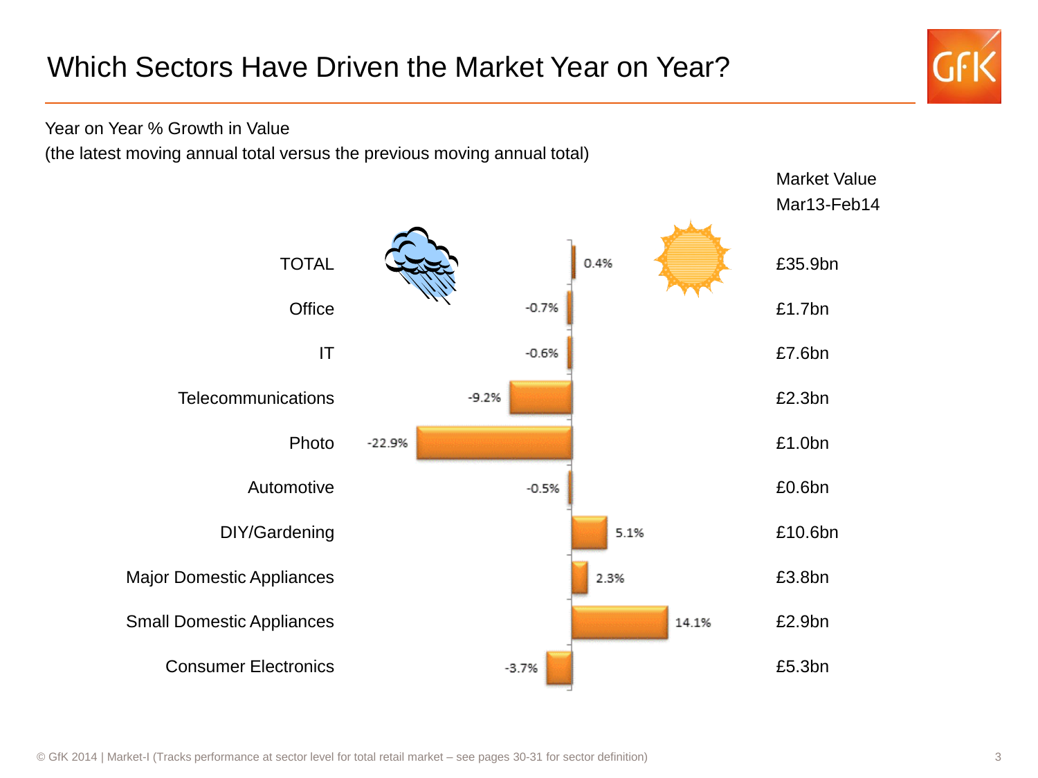# Which Sectors Have Driven the Market Year on Year?

Year on Year % Growth in Value
(the latest moving annual total versus the previous moving annual total)

| Sector | YoY % Growth in Value | Market Value Mar13-Feb14 |
|---|---|---|
| TOTAL | 0.4% | £35.9bn |
| Office | -0.7% | £1.7bn |
| IT | -0.6% | £7.6bn |
| Telecommunications | -9.2% | £2.3bn |
| Photo | -22.9% | £1.0bn |
| Automotive | -0.5% | £0.6bn |
| DIY/Gardening | 5.1% | £10.6bn |
| Major Domestic Appliances | 2.3% | £3.8bn |
| Small Domestic Appliances | 14.1% | £2.9bn |
| Consumer Electronics | -3.7% | £5.3bn |

© GfK 2014 | Market-I (Tracks performance at sector level for total retail market – see pages 30-31 for sector definition)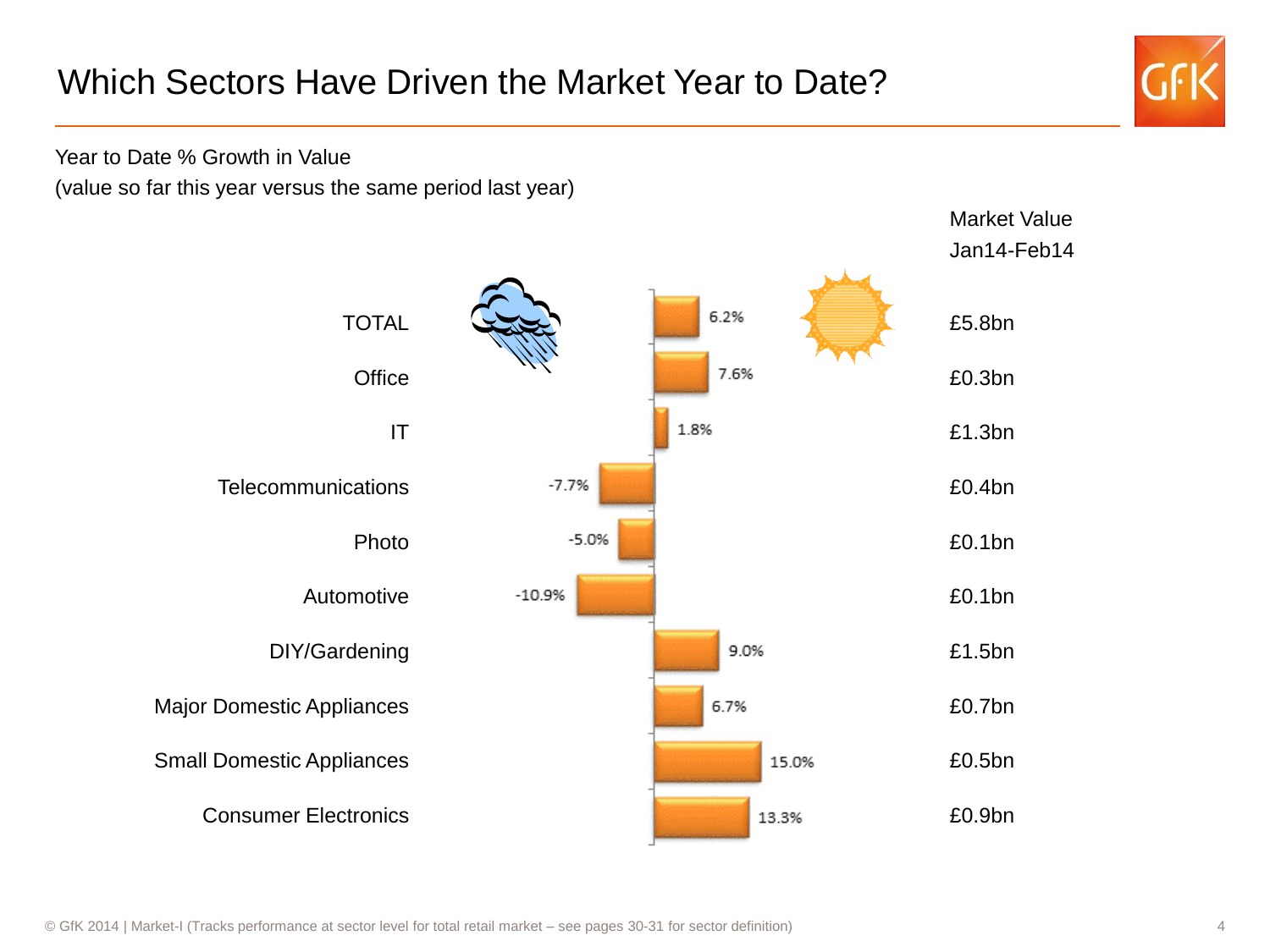# Which Sectors Have Driven the Market Year to Date?

Year to Date % Growth in Value
(value so far this year versus the same period last year)

| Sector | YTD % Growth in Value | Market Value Jan14-Feb14 |
|---|---|---|
| TOTAL | 6.2% | £5.8bn |
| Office | 7.6% | £0.3bn |
| IT | 1.8% | £1.3bn |
| Telecommunications | -7.7% | £0.4bn |
| Photo | -5.0% | £0.1bn |
| Automotive | -10.9% | £0.1bn |
| DIY/Gardening | 9.0% | £1.5bn |
| Major Domestic Appliances | 6.7% | £0.7bn |
| Small Domestic Appliances | 15.0% | £0.5bn |
| Consumer Electronics | 13.3% | £0.9bn |

© GfK 2014 | Market-I (Tracks performance at sector level for total retail market – see pages 30-31 for sector definition)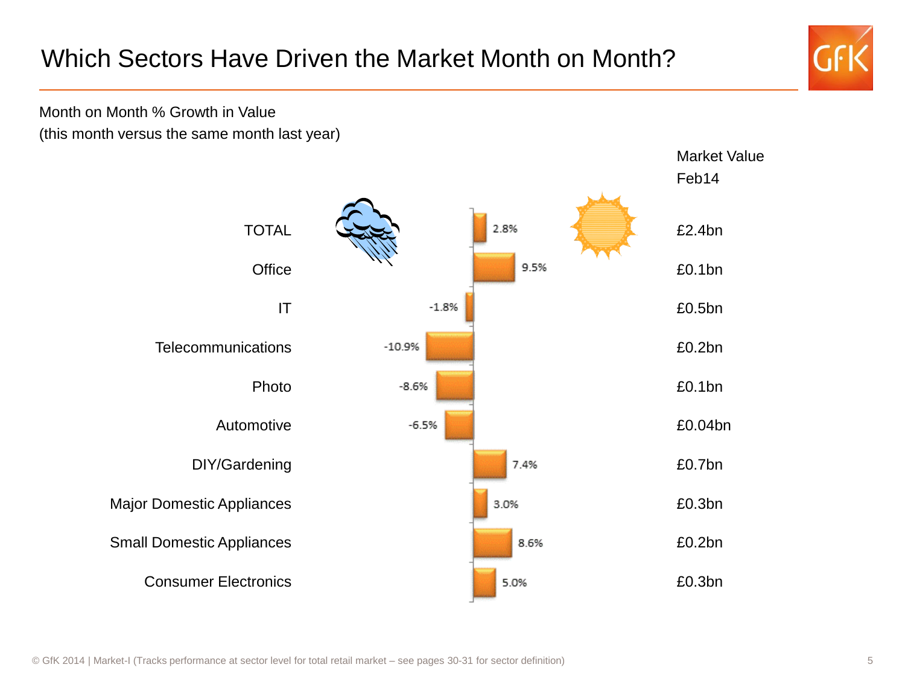# Which Sectors Have Driven the Market Month on Month?

Month on Month % Growth in Value
(this month versus the same month last year)

| Sector | Month on Month % Growth in Value | Market Value Feb14 |
|---|---|---|
| TOTAL | 2.8% | £2.4bn |
| Office | 9.5% | £0.1bn |
| IT | -1.8% | £0.5bn |
| Telecommunications | -10.9% | £0.2bn |
| Photo | -8.6% | £0.1bn |
| Automotive | -6.5% | £0.04bn |
| DIY/Gardening | 7.4% | £0.7bn |
| Major Domestic Appliances | 3.0% | £0.3bn |
| Small Domestic Appliances | 8.6% | £0.2bn |
| Consumer Electronics | 5.0% | £0.3bn |

© GfK 2014 | Market-I (Tracks performance at sector level for total retail market – see pages 30-31 for sector definition)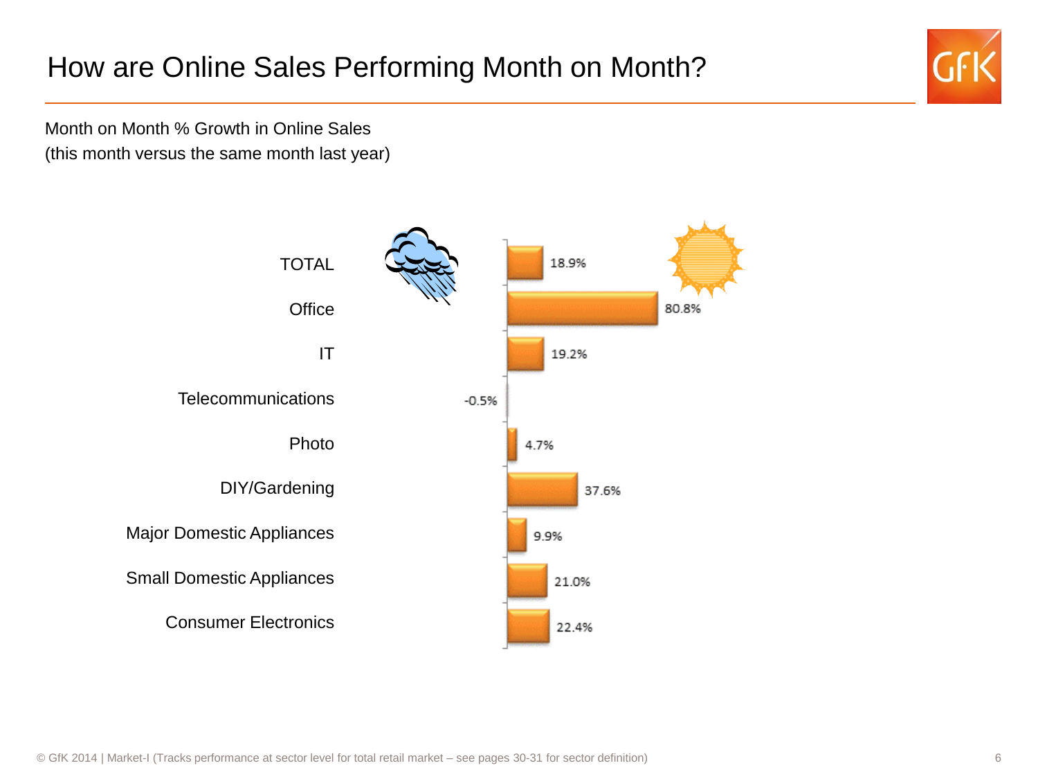# How are Online Sales Performing Month on Month?

Month on Month % Growth in Online Sales
(this month versus the same month last year)

| Category | Growth |
|---|---|
| TOTAL | 18.9% |
| Office | 80.8% |
| IT | 19.2% |
| Telecommunications | -0.5% |
| Photo | 4.7% |
| DIY/Gardening | 37.6% |
| Major Domestic Appliances | 9.9% |
| Small Domestic Appliances | 21.0% |
| Consumer Electronics | 22.4% |

© GfK 2014 | Market-I (Tracks performance at sector level for total retail market – see pages 30-31 for sector definition)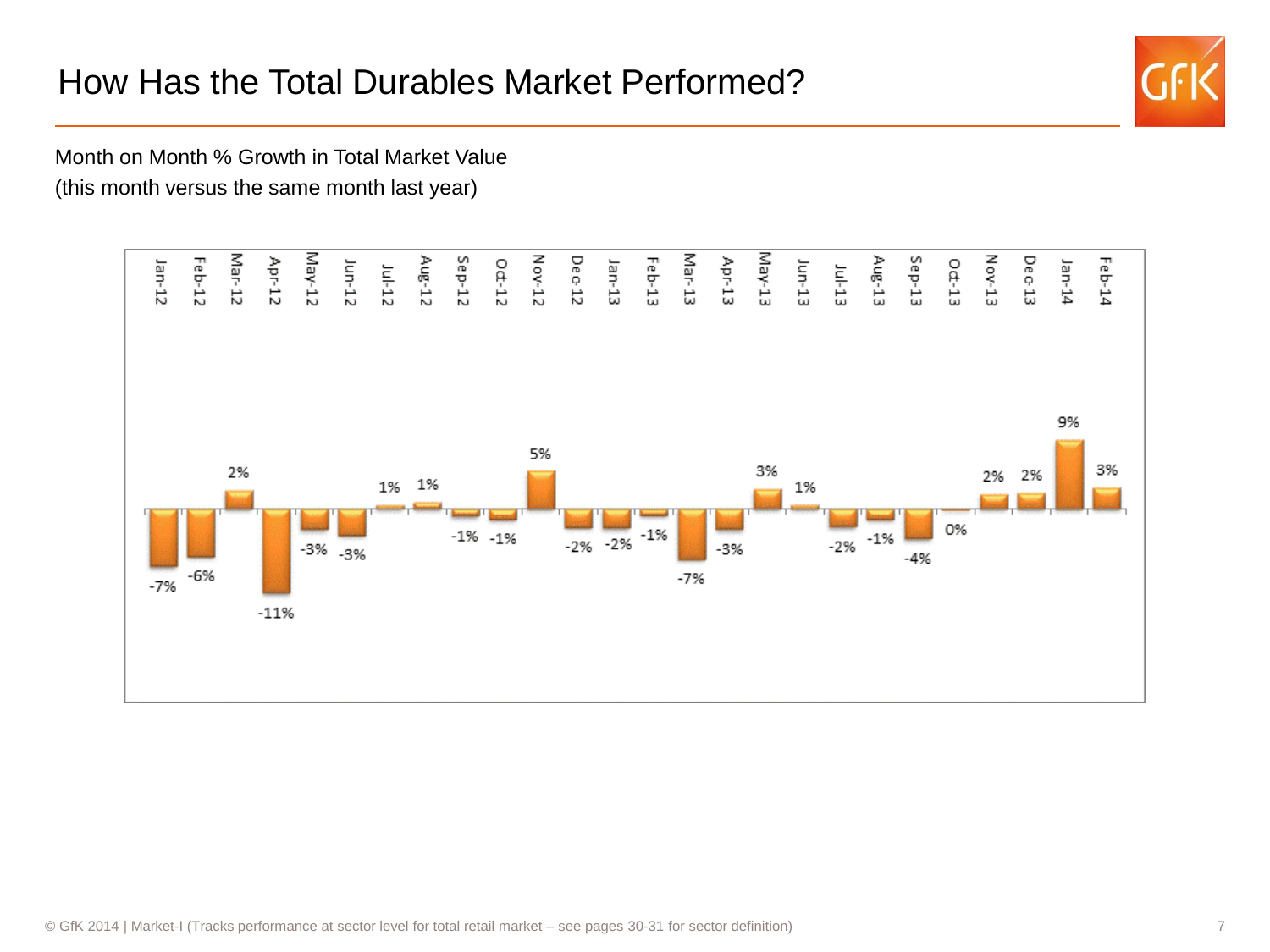# How Has the Total Durables Market Performed?

Month on Month % Growth in Total Market Value
(this month versus the same month last year)

| Month | Growth |
| --- | --- |
| Jan-12 | -7% |
| Feb-12 | -6% |
| Mar-12 | 2% |
| Apr-12 | -11% |
| May-12 | -3% |
| Jun-12 | -3% |
| Jul-12 | 1% |
| Aug-12 | 1% |
| Sep-12 | -1% |
| Oct-12 | -1% |
| Nov-12 | 5% |
| Dec-12 | -2% |
| Jan-13 | -2% |
| Feb-13 | -1% |
| Mar-13 | -7% |
| Apr-13 | -3% |
| May-13 | 3% |
| Jun-13 | 1% |
| Jul-13 | -2% |
| Aug-13 | -1% |
| Sep-13 | -4% |
| Oct-13 | 0% |
| Nov-13 | 2% |
| Dec-13 | 2% |
| Jan-14 | 9% |
| Feb-14 | 3% |

© GfK 2014 | Market-I (Tracks performance at sector level for total retail market – see pages 30-31 for sector definition)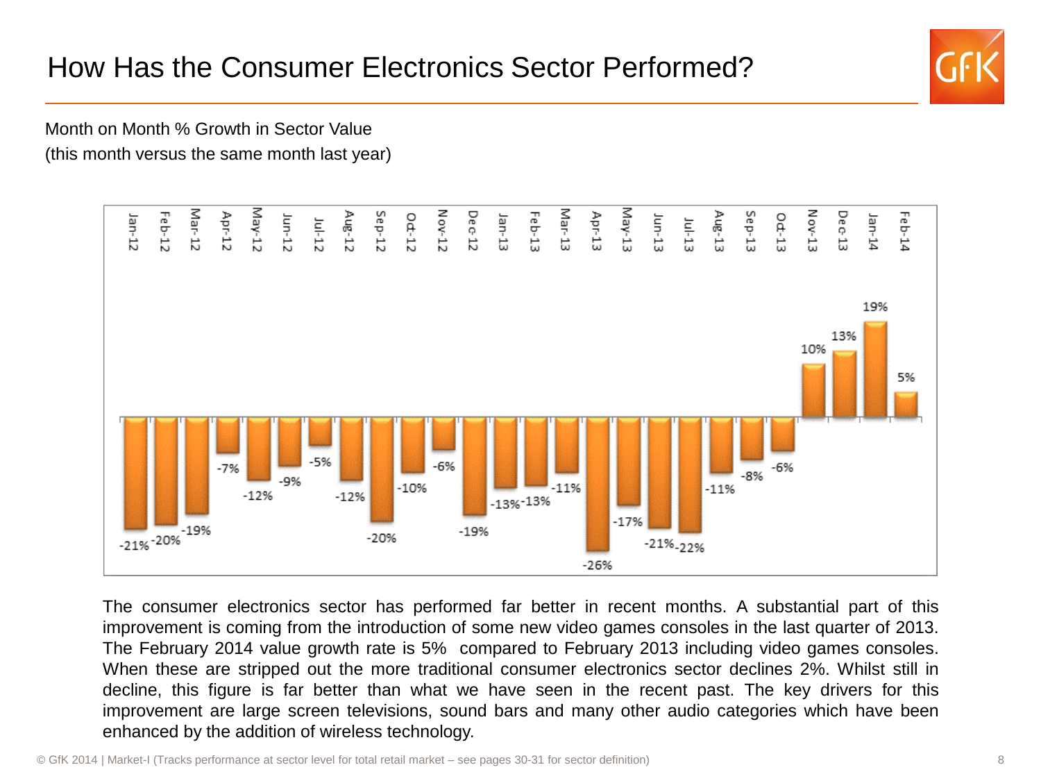# How Has the Consumer Electronics Sector Performed?

Month on Month % Growth in Sector Value
(this month versus the same month last year)

| Month | Growth |
|---|---|
| Jan-12 | -21% |
| Feb-12 | -20% |
| Mar-12 | -19% |
| Apr-12 | -7% |
| May-12 | -12% |
| Jun-12 | -9% |
| Jul-12 | -5% |
| Aug-12 | -12% |
| Sep-12 | -20% |
| Oct-12 | -10% |
| Nov-12 | -6% |
| Dec-12 | -19% |
| Jan-13 | -13% |
| Feb-13 | -13% |
| Mar-13 | -11% |
| Apr-13 | -26% |
| May-13 | -17% |
| Jun-13 | -21% |
| Jul-13 | -22% |
| Aug-13 | -11% |
| Sep-13 | -8% |
| Oct-13 | -6% |
| Nov-13 | 10% |
| Dec-13 | 13% |
| Jan-14 | 19% |
| Feb-14 | 5% |

The consumer electronics sector has performed far better in recent months. A substantial part of this improvement is coming from the introduction of some new video games consoles in the last quarter of 2013. The February 2014 value growth rate is 5% compared to February 2013 including video games consoles. When these are stripped out the more traditional consumer electronics sector declines 2%. Whilst still in decline, this figure is far better than what we have seen in the recent past. The key drivers for this improvement are large screen televisions, sound bars and many other audio categories which have been enhanced by the addition of wireless technology.

© GfK 2014 | Market-I (Tracks performance at sector level for total retail market – see pages 30-31 for sector definition)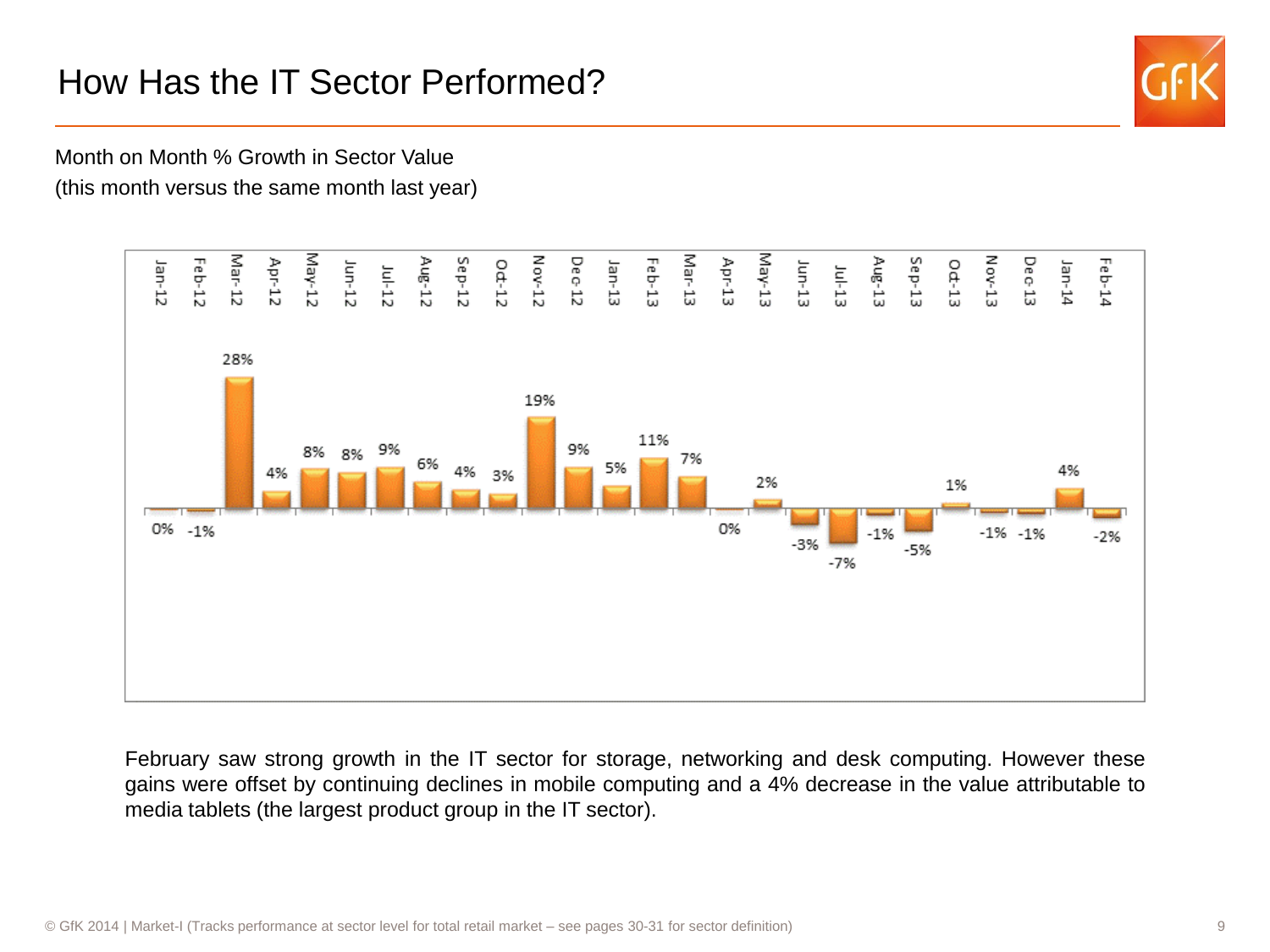# How Has the IT Sector Performed?

Month on Month % Growth in Sector Value
(this month versus the same month last year)

| Month | Growth |
|---|---|
| Jan-12 | 0% |
| Feb-12 | -1% |
| Mar-12 | 28% |
| Apr-12 | 4% |
| May-12 | 8% |
| Jun-12 | 8% |
| Jul-12 | 9% |
| Aug-12 | 6% |
| Sep-12 | 4% |
| Oct-12 | 3% |
| Nov-12 | 19% |
| Dec-12 | 9% |
| Jan-13 | 5% |
| Feb-13 | 11% |
| Mar-13 | 7% |
| Apr-13 | 0% |
| May-13 | 2% |
| Jun-13 | -3% |
| Jul-13 | -7% |
| Aug-13 | -1% |
| Sep-13 | -5% |
| Oct-13 | 1% |
| Nov-13 | -1% |
| Dec-13 | -1% |
| Jan-14 | 4% |
| Feb-14 | -2% |

February saw strong growth in the IT sector for storage, networking and desk computing. However these gains were offset by continuing declines in mobile computing and a 4% decrease in the value attributable to media tablets (the largest product group in the IT sector).

© GfK 2014 | Market-I (Tracks performance at sector level for total retail market – see pages 30-31 for sector definition)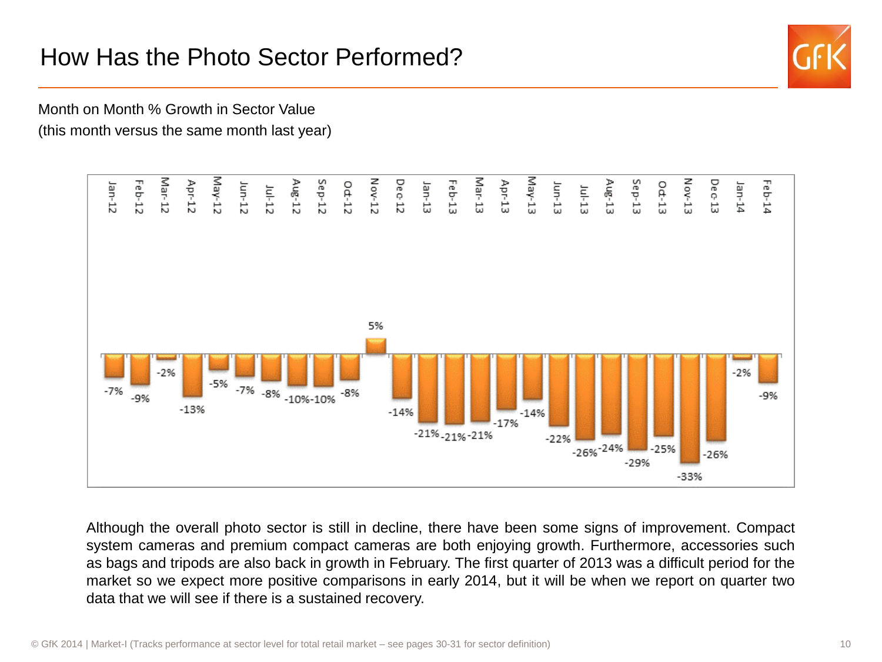# How Has the Photo Sector Performed?

Month on Month % Growth in Sector Value
(this month versus the same month last year)

| Month | Growth |
|---|---|
| Jan-12 | -7% |
| Feb-12 | -9% |
| Mar-12 | -2% |
| Apr-12 | -13% |
| May-12 | -5% |
| Jun-12 | -7% |
| Jul-12 | -8% |
| Aug-12 | -10% |
| Sep-12 | -10% |
| Oct-12 | -8% |
| Nov-12 | 5% |
| Dec-12 | -14% |
| Jan-13 | -21% |
| Feb-13 | -21% |
| Mar-13 | -21% |
| Apr-13 | -17% |
| May-13 | -14% |
| Jun-13 | -22% |
| Jul-13 | -26% |
| Aug-13 | -24% |
| Sep-13 | -29% |
| Oct-13 | -25% |
| Nov-13 | -33% |
| Dec-13 | -26% |
| Jan-14 | -2% |
| Feb-14 | -9% |

Although the overall photo sector is still in decline, there have been some signs of improvement. Compact system cameras and premium compact cameras are both enjoying growth. Furthermore, accessories such as bags and tripods are also back in growth in February. The first quarter of 2013 was a difficult period for the market so we expect more positive comparisons in early 2014, but it will be when we report on quarter two data that we will see if there is a sustained recovery.

© GfK 2014 | Market-I (Tracks performance at sector level for total retail market – see pages 30-31 for sector definition)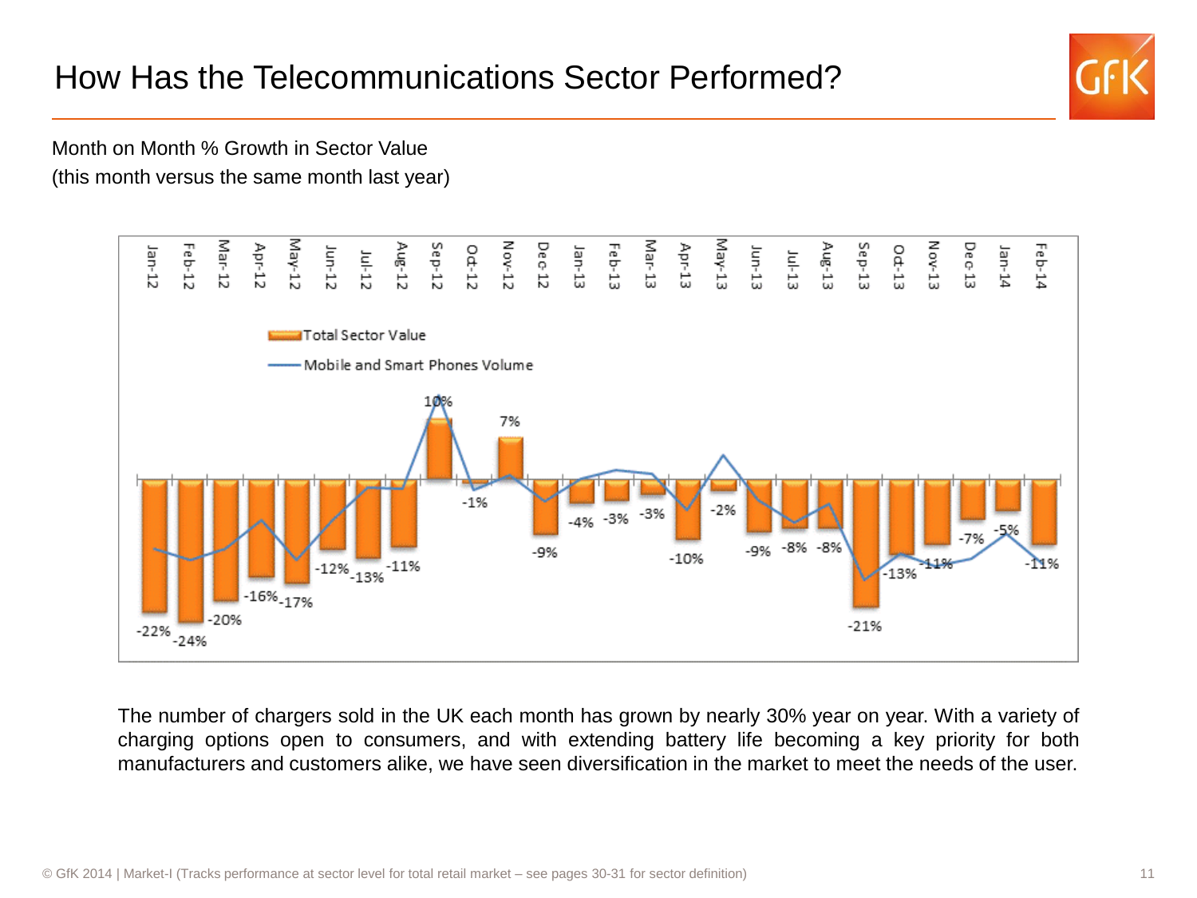# How Has the Telecommunications Sector Performed?

Month on Month % Growth in Sector Value
(this month versus the same month last year)

| Month | Total Sector Value |
|---|---|
| Jan-12 | -22% |
| Feb-12 | -24% |
| Mar-12 | -20% |
| Apr-12 | -16% |
| May-12 | -17% |
| Jun-12 | -12% |
| Jul-12 | -13% |
| Aug-12 | -11% |
| Sep-12 | 10% |
| Oct-12 | -1% |
| Nov-12 | 7% |
| Dec-12 | -9% |
| Jan-13 | -4% |
| Feb-13 | -3% |
| Mar-13 | -3% |
| Apr-13 | -10% |
| May-13 | -2% |
| Jun-13 | -9% |
| Jul-13 | -8% |
| Aug-13 | -8% |
| Sep-13 | -21% |
| Oct-13 | -13% |
| Nov-13 | -11% |
| Dec-13 | -7% |
| Jan-14 | -5% |
| Feb-14 | -11% |

Legend: Total Sector Value; Mobile and Smart Phones Volume

The number of chargers sold in the UK each month has grown by nearly 30% year on year. With a variety of charging options open to consumers, and with extending battery life becoming a key priority for both manufacturers and customers alike, we have seen diversification in the market to meet the needs of the user.

© GfK 2014 | Market-I (Tracks performance at sector level for total retail market – see pages 30-31 for sector definition)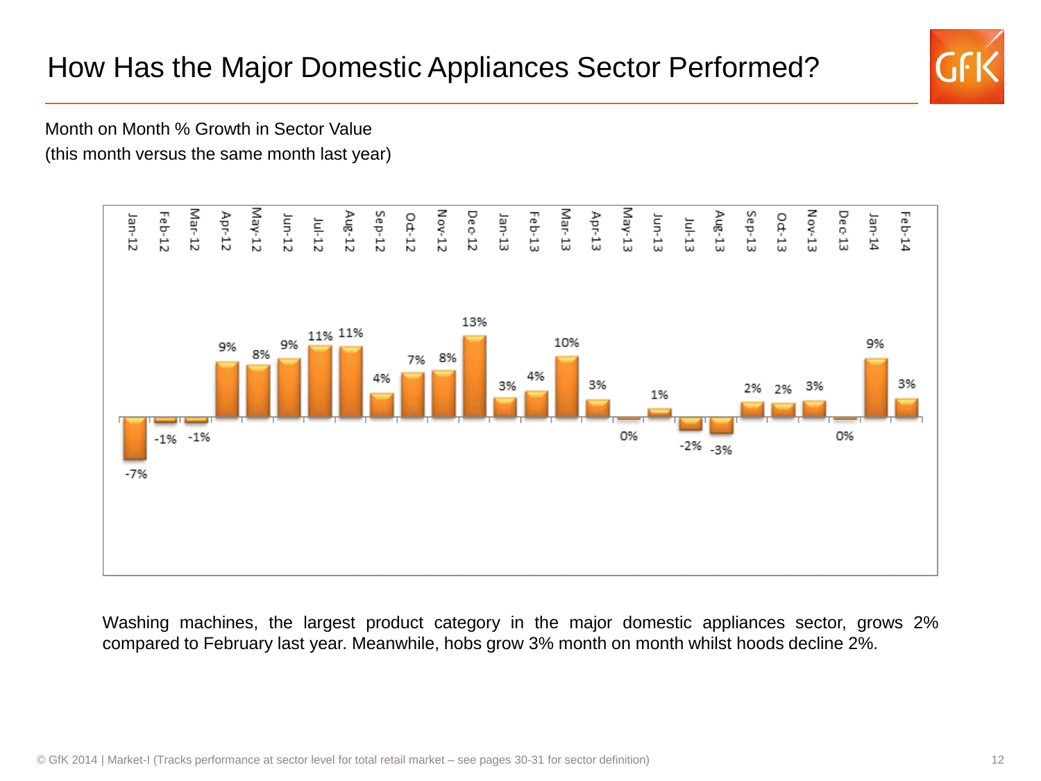# How Has the Major Domestic Appliances Sector Performed?

Month on Month % Growth in Sector Value
(this month versus the same month last year)

| Month | Growth |
|---|---|
| Jan-12 | -7% |
| Feb-12 | -1% |
| Mar-12 | -1% |
| Apr-12 | 9% |
| May-12 | 8% |
| Jun-12 | 9% |
| Jul-12 | 11% |
| Aug-12 | 11% |
| Sep-12 | 4% |
| Oct-12 | 7% |
| Nov-12 | 8% |
| Dec-12 | 13% |
| Jan-13 | 3% |
| Feb-13 | 4% |
| Mar-13 | 10% |
| Apr-13 | 3% |
| May-13 | 0% |
| Jun-13 | 1% |
| Jul-13 | -2% |
| Aug-13 | -3% |
| Sep-13 | 2% |
| Oct-13 | 2% |
| Nov-13 | 3% |
| Dec-13 | 0% |
| Jan-14 | 9% |
| Feb-14 | 3% |

Washing machines, the largest product category in the major domestic appliances sector, grows 2% compared to February last year. Meanwhile, hobs grow 3% month on month whilst hoods decline 2%.

© GfK 2014 | Market-I (Tracks performance at sector level for total retail market – see pages 30-31 for sector definition)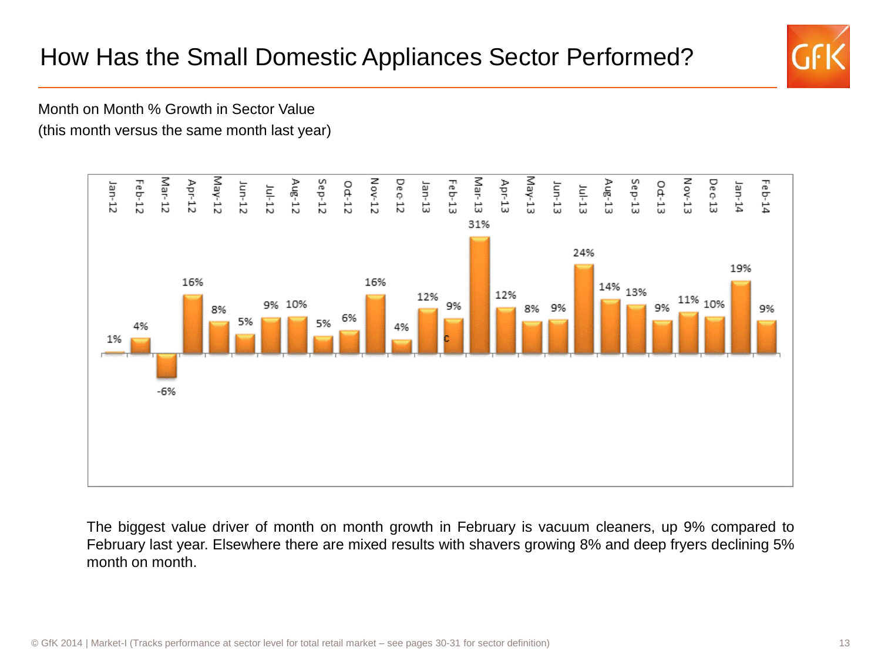# How Has the Small Domestic Appliances Sector Performed?

Month on Month % Growth in Sector Value
(this month versus the same month last year)

| Month | Growth |
|---|---|
| Jan-12 | 1% |
| Feb-12 | 4% |
| Mar-12 | -6% |
| Apr-12 | 16% |
| May-12 | 8% |
| Jun-12 | 5% |
| Jul-12 | 9% |
| Aug-12 | 10% |
| Sep-12 | 5% |
| Oct-12 | 6% |
| Nov-12 | 16% |
| Dec-12 | 4% |
| Jan-13 | 12% |
| Feb-13 | 9% |
| Mar-13 | 31% |
| Apr-13 | 12% |
| May-13 | 8% |
| Jun-13 | 9% |
| Jul-13 | 24% |
| Aug-13 | 14% |
| Sep-13 | 13% |
| Oct-13 | 9% |
| Nov-13 | 11% |
| Dec-13 | 10% |
| Jan-14 | 19% |
| Feb-14 | 9% |

The biggest value driver of month on month growth in February is vacuum cleaners, up 9% compared to February last year. Elsewhere there are mixed results with shavers growing 8% and deep fryers declining 5% month on month.

© GfK 2014 | Market-I (Tracks performance at sector level for total retail market – see pages 30-31 for sector definition)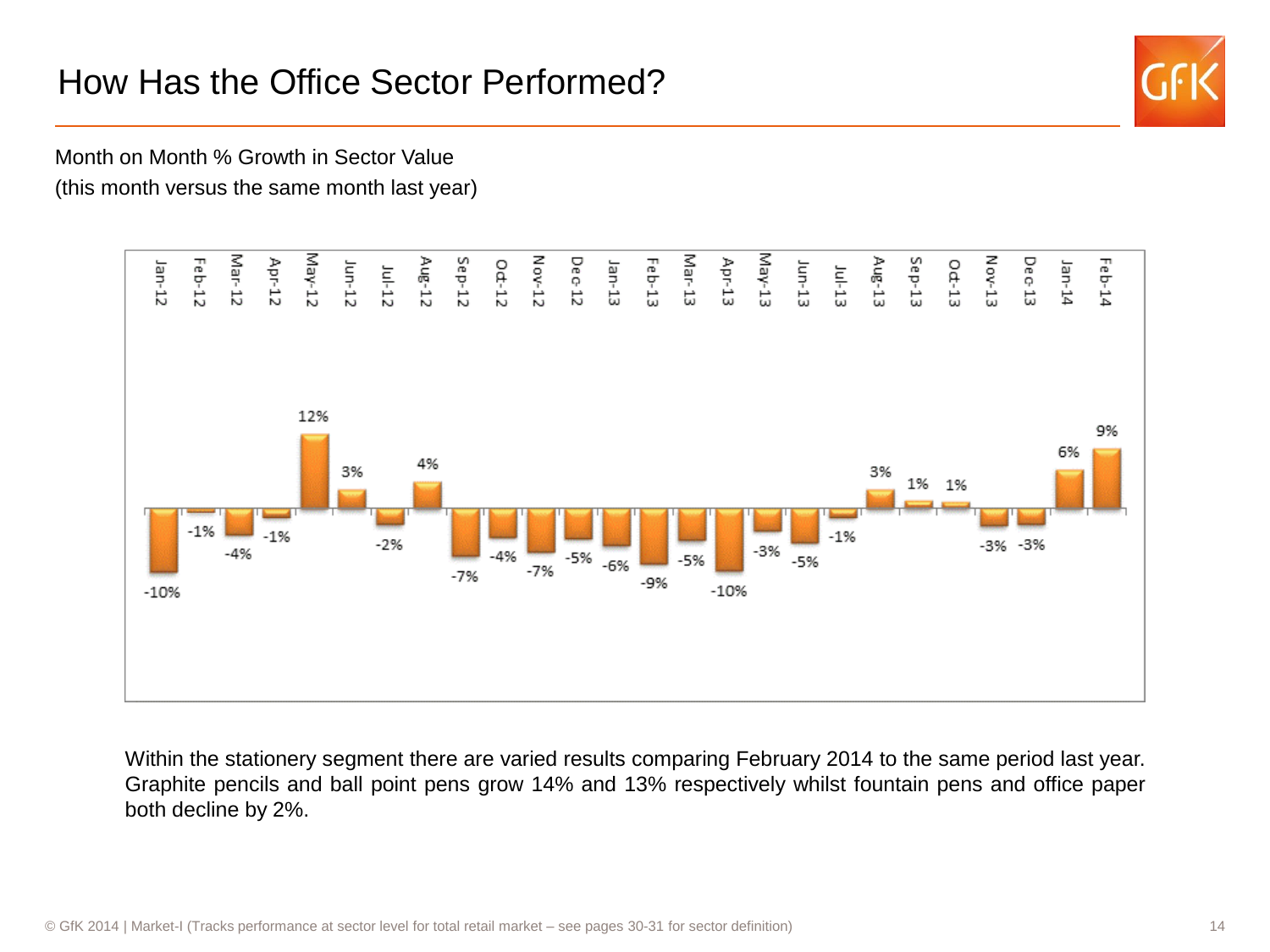# How Has the Office Sector Performed?

Month on Month % Growth in Sector Value
(this month versus the same month last year)

| Month | Growth |
|---|---|
| Jan-12 | -10% |
| Feb-12 | -1% |
| Mar-12 | -4% |
| Apr-12 | -1% |
| May-12 | 12% |
| Jun-12 | 3% |
| Jul-12 | -2% |
| Aug-12 | 4% |
| Sep-12 | -7% |
| Oct-12 | -4% |
| Nov-12 | -7% |
| Dec-12 | -5% |
| Jan-13 | -6% |
| Feb-13 | -9% |
| Mar-13 | -5% |
| Apr-13 | -10% |
| May-13 | -3% |
| Jun-13 | -5% |
| Jul-13 | -1% |
| Aug-13 | 3% |
| Sep-13 | 1% |
| Oct-13 | 1% |
| Nov-13 | -3% |
| Dec-13 | -3% |
| Jan-14 | 6% |
| Feb-14 | 9% |

Within the stationery segment there are varied results comparing February 2014 to the same period last year. Graphite pencils and ball point pens grow 14% and 13% respectively whilst fountain pens and office paper both decline by 2%.

© GfK 2014 | Market-I (Tracks performance at sector level for total retail market – see pages 30-31 for sector definition)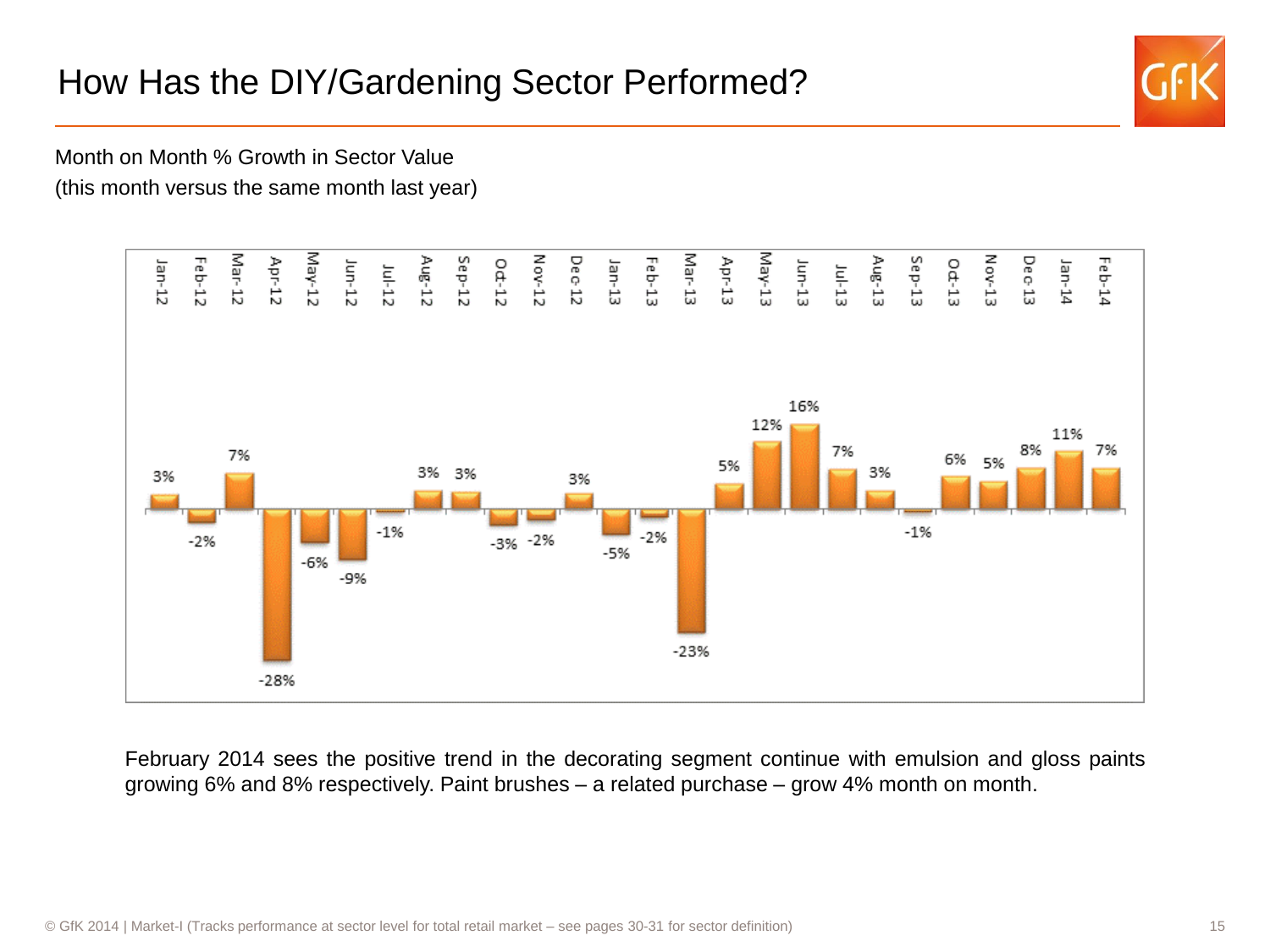# How Has the DIY/Gardening Sector Performed?

Month on Month % Growth in Sector Value
(this month versus the same month last year)

| Month | Growth |
|---|---|
| Jan-12 | 3% |
| Feb-12 | -2% |
| Mar-12 | 7% |
| Apr-12 | -28% |
| May-12 | -6% |
| Jun-12 | -9% |
| Jul-12 | -1% |
| Aug-12 | 3% |
| Sep-12 | 3% |
| Oct-12 | -3% |
| Nov-12 | -2% |
| Dec-12 | 3% |
| Jan-13 | -5% |
| Feb-13 | -2% |
| Mar-13 | -23% |
| Apr-13 | 5% |
| May-13 | 12% |
| Jun-13 | 16% |
| Jul-13 | 7% |
| Aug-13 | 3% |
| Sep-13 | -1% |
| Oct-13 | 6% |
| Nov-13 | 5% |
| Dec-13 | 8% |
| Jan-14 | 11% |
| Feb-14 | 7% |

February 2014 sees the positive trend in the decorating segment continue with emulsion and gloss paints growing 6% and 8% respectively. Paint brushes – a related purchase – grow 4% month on month.

© GfK 2014 | Market-I (Tracks performance at sector level for total retail market – see pages 30-31 for sector definition)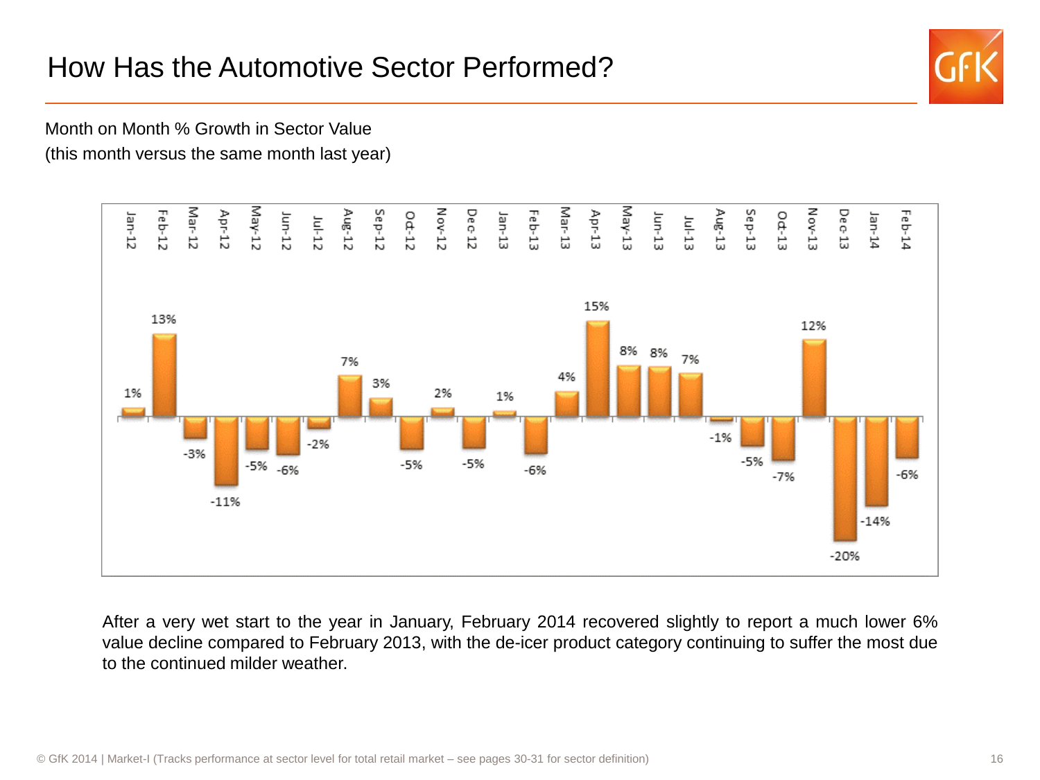# How Has the Automotive Sector Performed?

Month on Month % Growth in Sector Value
(this month versus the same month last year)

| Month | Growth |
|---|---|
| Jan-12 | 1% |
| Feb-12 | 13% |
| Mar-12 | -3% |
| Apr-12 | -11% |
| May-12 | -5% |
| Jun-12 | -6% |
| Jul-12 | -2% |
| Aug-12 | 7% |
| Sep-12 | 3% |
| Oct-12 | -5% |
| Nov-12 | 2% |
| Dec-12 | -5% |
| Jan-13 | 1% |
| Feb-13 | -6% |
| Mar-13 | 4% |
| Apr-13 | 15% |
| May-13 | 8% |
| Jun-13 | 8% |
| Jul-13 | 7% |
| Aug-13 | -1% |
| Sep-13 | -5% |
| Oct-13 | -7% |
| Nov-13 | 12% |
| Dec-13 | -20% |
| Jan-14 | -14% |
| Feb-14 | -6% |

After a very wet start to the year in January, February 2014 recovered slightly to report a much lower 6% value decline compared to February 2013, with the de-icer product category continuing to suffer the most due to the continued milder weather.

© GfK 2014 | Market-I (Tracks performance at sector level for total retail market – see pages 30-31 for sector definition)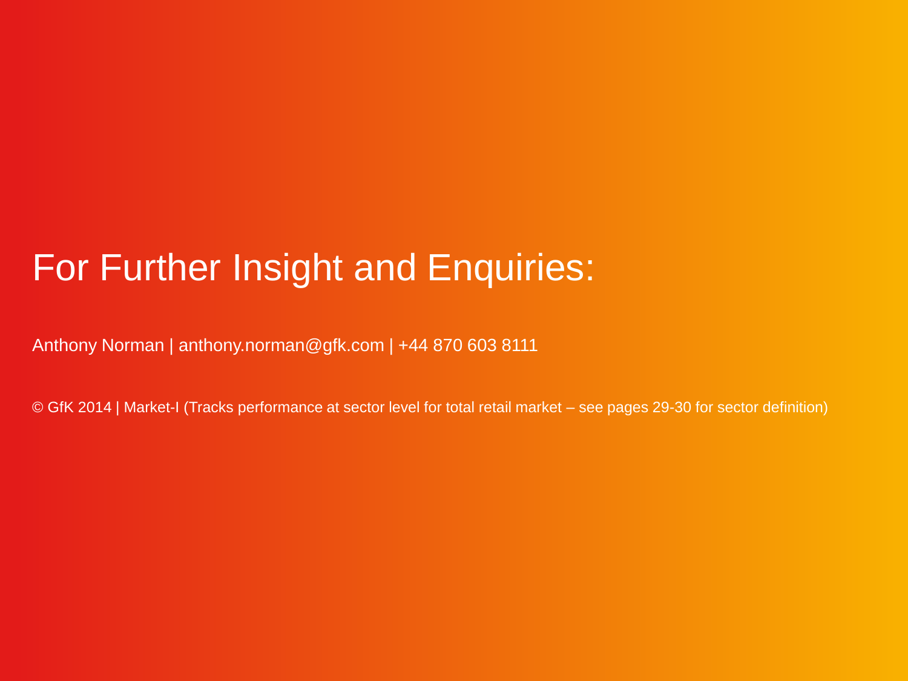# For Further Insight and Enquiries:

Anthony Norman | anthony.norman@gfk.com | +44 870 603 8111

© GfK 2014 | Market-I (Tracks performance at sector level for total retail market – see pages 29-30 for sector definition)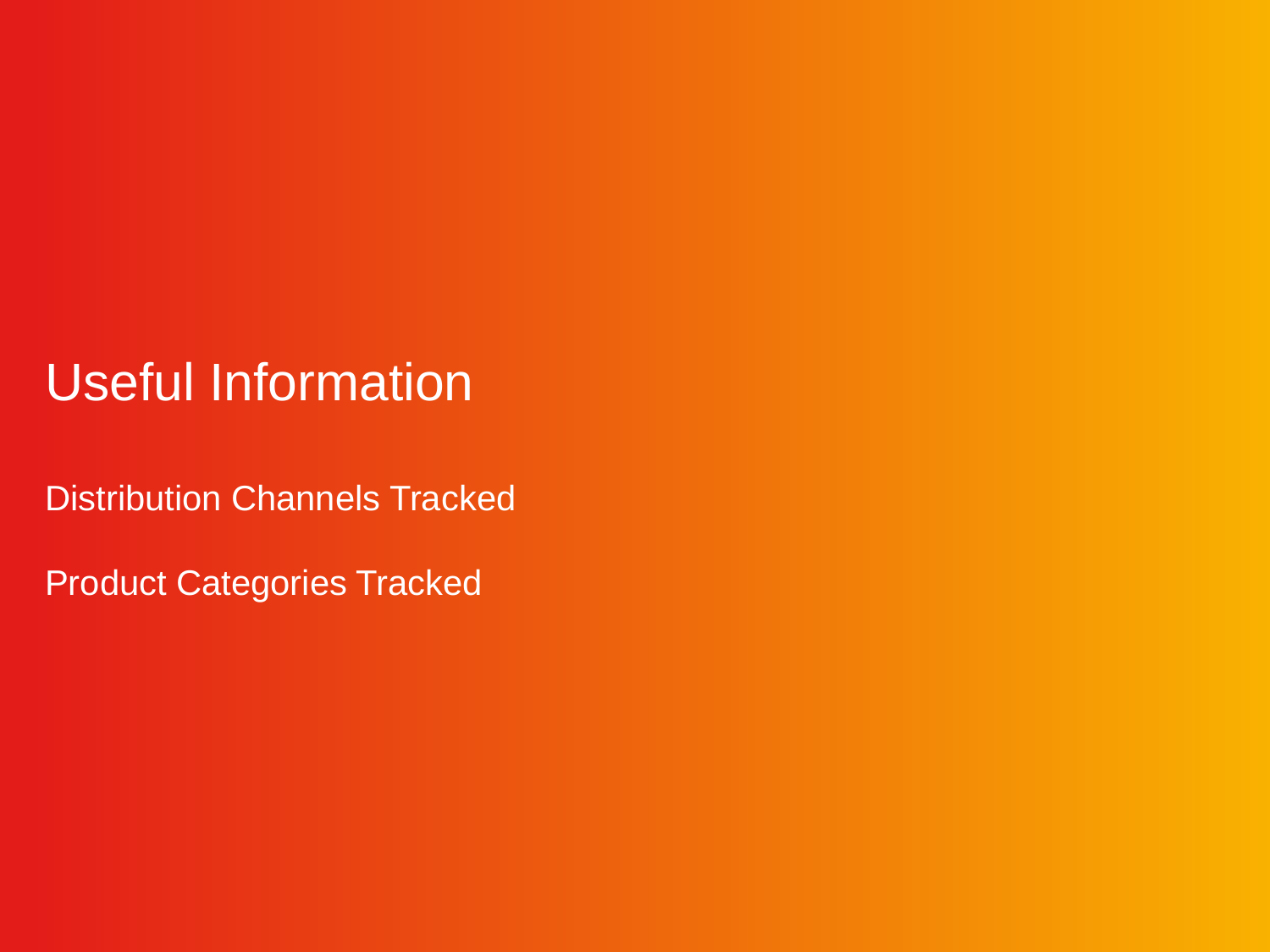# Useful Information

Distribution Channels Tracked

Product Categories Tracked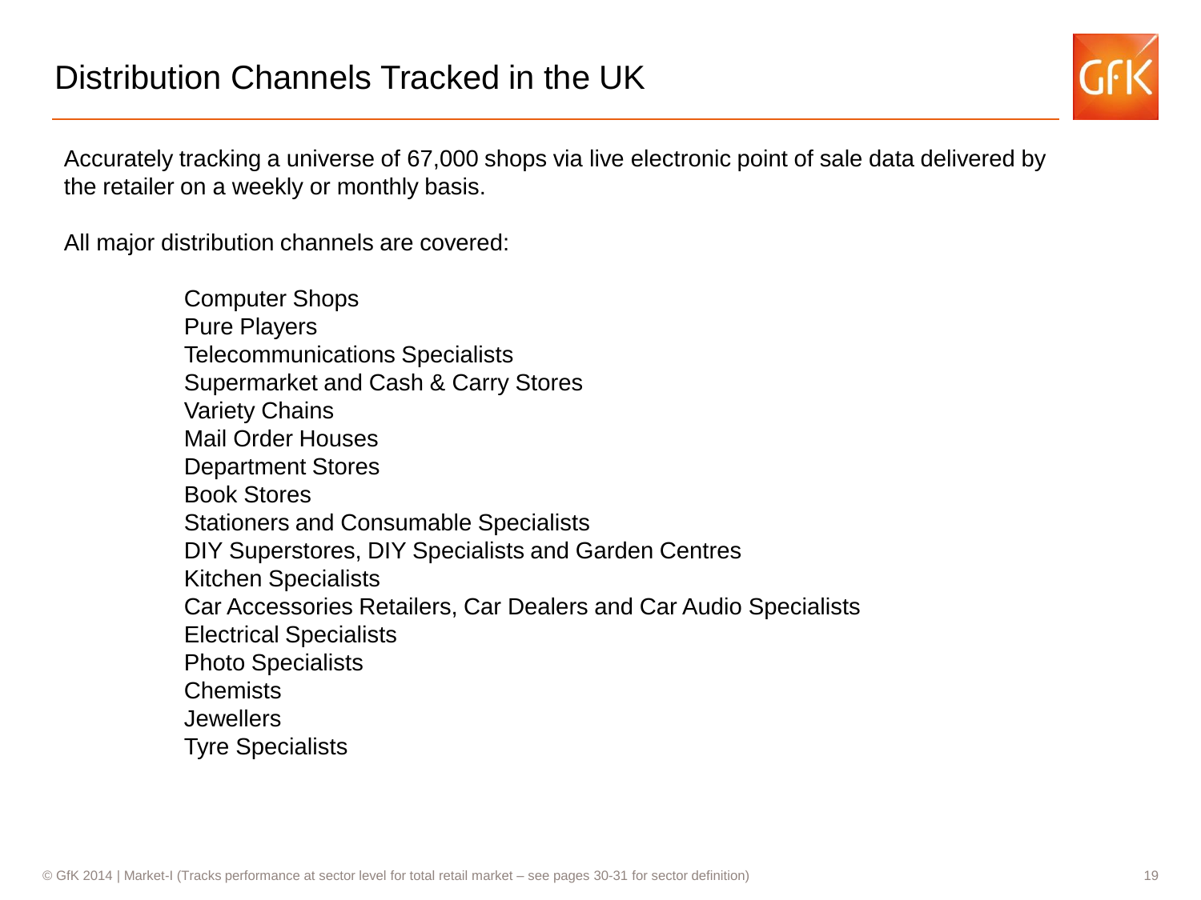# Distribution Channels Tracked in the UK

Accurately tracking a universe of 67,000 shops via live electronic point of sale data delivered by the retailer on a weekly or monthly basis.

All major distribution channels are covered:

- Computer Shops
- Pure Players
- Telecommunications Specialists
- Supermarket and Cash & Carry Stores
- Variety Chains
- Mail Order Houses
- Department Stores
- Book Stores
- Stationers and Consumable Specialists
- DIY Superstores, DIY Specialists and Garden Centres
- Kitchen Specialists
- Car Accessories Retailers, Car Dealers and Car Audio Specialists
- Electrical Specialists
- Photo Specialists
- Chemists
- Jewellers
- Tyre Specialists

© GfK 2014 | Market-I (Tracks performance at sector level for total retail market – see pages 30-31 for sector definition)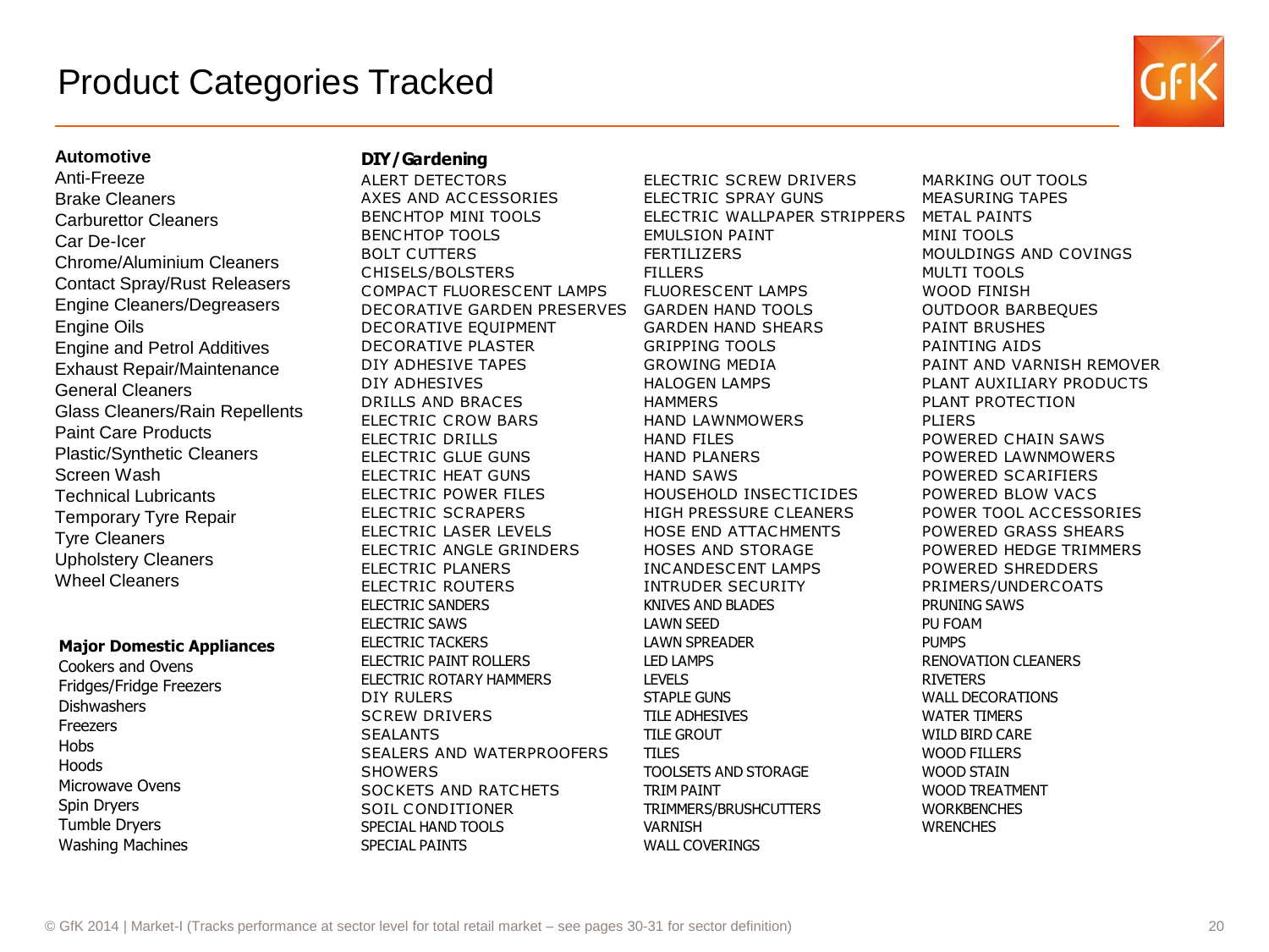# Product Categories Tracked

**Automotive**

- Anti-Freeze
- Brake Cleaners
- Carburettor Cleaners
- Car De-Icer
- Chrome/Aluminium Cleaners
- Contact Spray/Rust Releasers
- Engine Cleaners/Degreasers
- Engine Oils
- Engine and Petrol Additives
- Exhaust Repair/Maintenance
- General Cleaners
- Glass Cleaners/Rain Repellents
- Paint Care Products
- Plastic/Synthetic Cleaners
- Screen Wash
- Technical Lubricants
- Temporary Tyre Repair
- Tyre Cleaners
- Upholstery Cleaners
- Wheel Cleaners

**Major Domestic Appliances**

- Cookers and Ovens
- Fridges/Fridge Freezers
- Dishwashers
- Freezers
- Hobs
- Hoods
- Microwave Ovens
- Spin Dryers
- Tumble Dryers
- Washing Machines

**DIY/Gardening**

- ALERT DETECTORS
- AXES AND ACCESSORIES
- BENCHTOP MINI TOOLS
- BENCHTOP TOOLS
- BOLT CUTTERS
- CHISELS/BOLSTERS
- COMPACT FLUORESCENT LAMPS
- DECORATIVE GARDEN PRESERVES
- DECORATIVE EQUIPMENT
- DECORATIVE PLASTER
- DIY ADHESIVE TAPES
- DIY ADHESIVES
- DRILLS AND BRACES
- ELECTRIC CROW BARS
- ELECTRIC DRILLS
- ELECTRIC GLUE GUNS
- ELECTRIC HEAT GUNS
- ELECTRIC POWER FILES
- ELECTRIC SCRAPERS
- ELECTRIC LASER LEVELS
- ELECTRIC ANGLE GRINDERS
- ELECTRIC PLANERS
- ELECTRIC ROUTERS
- ELECTRIC SANDERS
- ELECTRIC SAWS
- ELECTRIC TACKERS
- ELECTRIC PAINT ROLLERS
- ELECTRIC ROTARY HAMMERS
- DIY RULERS
- SCREW DRIVERS
- SEALANTS
- SEALERS AND WATERPROOFERS
- SHOWERS
- SOCKETS AND RATCHETS
- SOIL CONDITIONER
- SPECIAL HAND TOOLS
- SPECIAL PAINTS
- ELECTRIC SCREW DRIVERS
- ELECTRIC SPRAY GUNS
- ELECTRIC WALLPAPER STRIPPERS
- EMULSION PAINT
- FERTILIZERS
- FILLERS
- FLUORESCENT LAMPS
- GARDEN HAND TOOLS
- GARDEN HAND SHEARS
- GRIPPING TOOLS
- GROWING MEDIA
- HALOGEN LAMPS
- HAMMERS
- HAND LAWNMOWERS
- HAND FILES
- HAND PLANERS
- HAND SAWS
- HOUSEHOLD INSECTICIDES
- HIGH PRESSURE CLEANERS
- HOSE END ATTACHMENTS
- HOSES AND STORAGE
- INCANDESCENT LAMPS
- INTRUDER SECURITY
- KNIVES AND BLADES
- LAWN SEED
- LAWN SPREADER
- LED LAMPS
- LEVELS
- STAPLE GUNS
- TILE ADHESIVES
- TILE GROUT
- TILES
- TOOLSETS AND STORAGE
- TRIM PAINT
- TRIMMERS/BRUSHCUTTERS
- VARNISH
- WALL COVERINGS
- MARKING OUT TOOLS
- MEASURING TAPES
- METAL PAINTS
- MINI TOOLS
- MOULDINGS AND COVINGS
- MULTI TOOLS
- WOOD FINISH
- OUTDOOR BARBEQUES
- PAINT BRUSHES
- PAINTING AIDS
- PAINT AND VARNISH REMOVER
- PLANT AUXILIARY PRODUCTS
- PLANT PROTECTION
- PLIERS
- POWERED CHAIN SAWS
- POWERED LAWNMOWERS
- POWERED SCARIFIERS
- POWERED BLOW VACS
- POWER TOOL ACCESSORIES
- POWERED GRASS SHEARS
- POWERED HEDGE TRIMMERS
- POWERED SHREDDERS
- PRIMERS/UNDERCOATS
- PRUNING SAWS
- PU FOAM
- PUMPS
- RENOVATION CLEANERS
- RIVETERS
- WALL DECORATIONS
- WATER TIMERS
- WILD BIRD CARE
- WOOD FILLERS
- WOOD STAIN
- WOOD TREATMENT
- WORKBENCHES
- WRENCHES

© GfK 2014 | Market-I (Tracks performance at sector level for total retail market – see pages 30-31 for sector definition)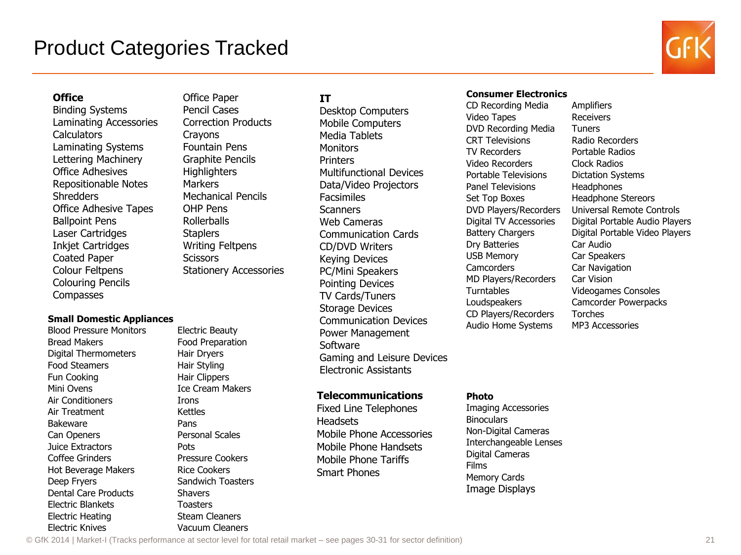# Product Categories Tracked

**Office**

- Binding Systems
- Laminating Accessories
- Calculators
- Laminating Systems
- Lettering Machinery
- Office Adhesives
- Repositionable Notes
- Shredders
- Office Adhesive Tapes
- Ballpoint Pens
- Laser Cartridges
- Inkjet Cartridges
- Coated Paper
- Colour Feltpens
- Colouring Pencils
- Compasses
- Office Paper
- Pencil Cases
- Correction Products
- Crayons
- Fountain Pens
- Graphite Pencils
- Highlighters
- Markers
- Mechanical Pencils
- OHP Pens
- Rollerballs
- Staplers
- Writing Feltpens
- Scissors
- Stationery Accessories

**Small Domestic Appliances**

- Blood Pressure Monitors
- Bread Makers
- Digital Thermometers
- Food Steamers
- Fun Cooking
- Mini Ovens
- Air Conditioners
- Air Treatment
- Bakeware
- Can Openers
- Juice Extractors
- Coffee Grinders
- Hot Beverage Makers
- Deep Fryers
- Dental Care Products
- Electric Blankets
- Electric Heating
- Electric Knives
- Electric Beauty
- Food Preparation
- Hair Dryers
- Hair Styling
- Hair Clippers
- Ice Cream Makers
- Irons
- Kettles
- Pans
- Personal Scales
- Pots
- Pressure Cookers
- Rice Cookers
- Sandwich Toasters
- Shavers
- Toasters
- Steam Cleaners
- Vacuum Cleaners

**IT**

- Desktop Computers
- Mobile Computers
- Media Tablets
- Monitors
- Printers
- Multifunctional Devices
- Data/Video Projectors
- Facsimiles
- Scanners
- Web Cameras
- Communication Cards
- CD/DVD Writers
- Keying Devices
- PC/Mini Speakers
- Pointing Devices
- TV Cards/Tuners
- Storage Devices
- Communication Devices
- Power Management
- Software
- Gaming and Leisure Devices
- Electronic Assistants

**Telecommunications**

- Fixed Line Telephones
- Headsets
- Mobile Phone Accessories
- Mobile Phone Handsets
- Mobile Phone Tariffs
- Smart Phones

**Consumer Electronics**

- CD Recording Media
- Video Tapes
- DVD Recording Media
- CRT Televisions
- TV Recorders
- Video Recorders
- Portable Televisions
- Panel Televisions
- Set Top Boxes
- DVD Players/Recorders
- Digital TV Accessories
- Battery Chargers
- Dry Batteries
- USB Memory
- Camcorders
- MD Players/Recorders
- Turntables
- Loudspeakers
- CD Players/Recorders
- Audio Home Systems
- Amplifiers
- Receivers
- Tuners
- Radio Recorders
- Portable Radios
- Clock Radios
- Dictation Systems
- Headphones
- Headphone Stereors
- Universal Remote Controls
- Digital Portable Audio Players
- Digital Portable Video Players
- Car Audio
- Car Speakers
- Car Navigation
- Car Vision
- Videogames Consoles
- Camcorder Powerpacks
- Torches
- MP3 Accessories

**Photo**

- Imaging Accessories
- Binoculars
- Non-Digital Cameras
- Interchangeable Lenses
- Digital Cameras
- Films
- Memory Cards
- Image Displays

© GfK 2014 | Market-I (Tracks performance at sector level for total retail market – see pages 30-31 for sector definition)